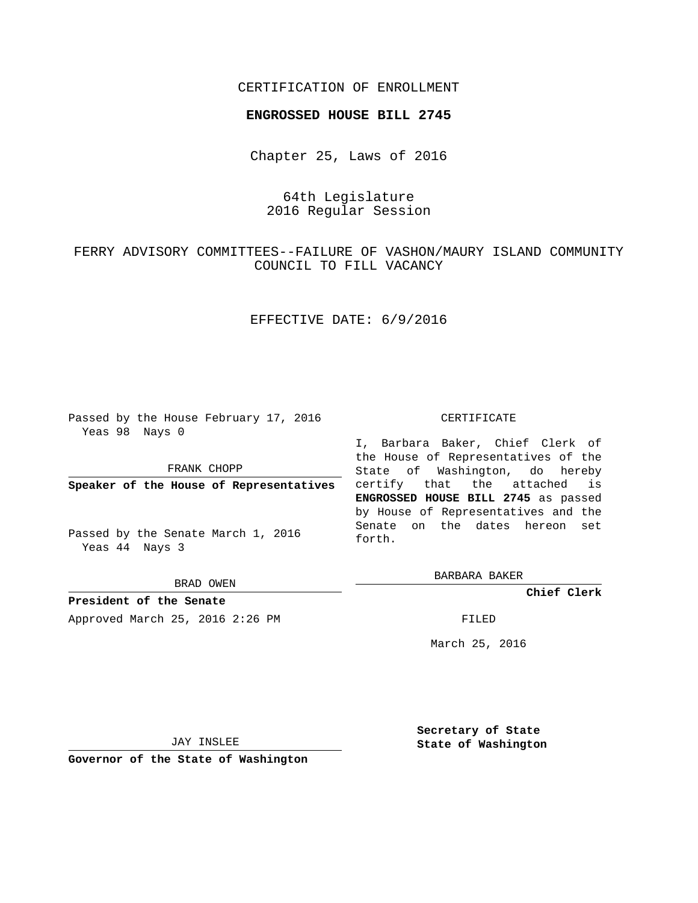CERTIFICATION OF ENROLLMENT

**ENGROSSED HOUSE BILL 2745**

Chapter 25, Laws of 2016

64th Legislature
2016 Regular Session

FERRY ADVISORY COMMITTEES--FAILURE OF VASHON/MAURY ISLAND COMMUNITY COUNCIL TO FILL VACANCY

EFFECTIVE DATE: 6/9/2016

Passed by the House February 17, 2016
Yeas 98 Nays 0

FRANK CHOPP

**Speaker of the House of Representatives**

Passed by the Senate March 1, 2016
Yeas 44 Nays 3

BRAD OWEN

**President of the Senate**

Approved March 25, 2016 2:26 PM

CERTIFICATE

I, Barbara Baker, Chief Clerk of the House of Representatives of the State of Washington, do hereby certify that the attached is **ENGROSSED HOUSE BILL 2745** as passed by House of Representatives and the Senate on the dates hereon set forth.

BARBARA BAKER

**Chief Clerk**

FILED

March 25, 2016

JAY INSLEE

**Governor of the State of Washington**

**Secretary of State**
**State of Washington**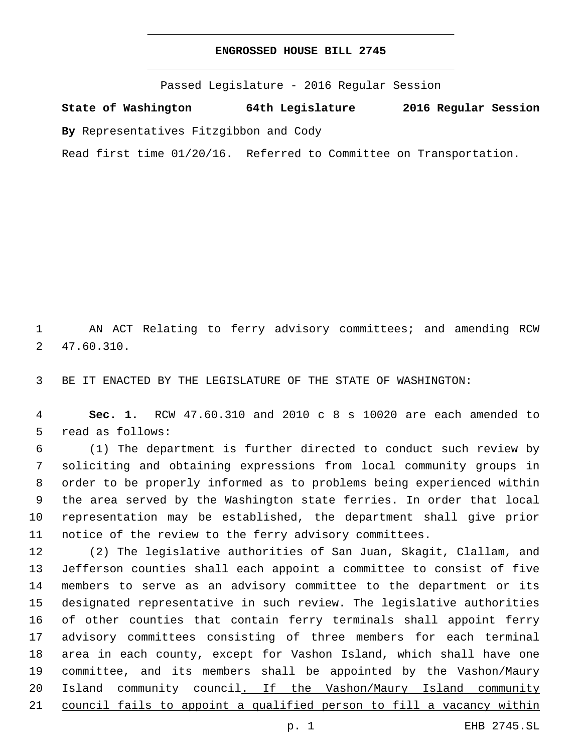# ENGROSSED HOUSE BILL 2745

Passed Legislature - 2016 Regular Session

**State of Washington 64th Legislature 2016 Regular Session**

**By** Representatives Fitzgibbon and Cody

Read first time 01/20/16. Referred to Committee on Transportation.

AN ACT Relating to ferry advisory committees; and amending RCW 47.60.310.

BE IT ENACTED BY THE LEGISLATURE OF THE STATE OF WASHINGTON:

**Sec. 1.** RCW 47.60.310 and 2010 c 8 s 10020 are each amended to read as follows:

(1) The department is further directed to conduct such review by soliciting and obtaining expressions from local community groups in order to be properly informed as to problems being experienced within the area served by the Washington state ferries. In order that local representation may be established, the department shall give prior notice of the review to the ferry advisory committees.

(2) The legislative authorities of San Juan, Skagit, Clallam, and Jefferson counties shall each appoint a committee to consist of five members to serve as an advisory committee to the department or its designated representative in such review. The legislative authorities of other counties that contain ferry terminals shall appoint ferry advisory committees consisting of three members for each terminal area in each county, except for Vashon Island, which shall have one committee, and its members shall be appointed by the Vashon/Maury Island community council<u>. If the Vashon/Maury Island community council fails to appoint a qualified person to fill a vacancy within</u>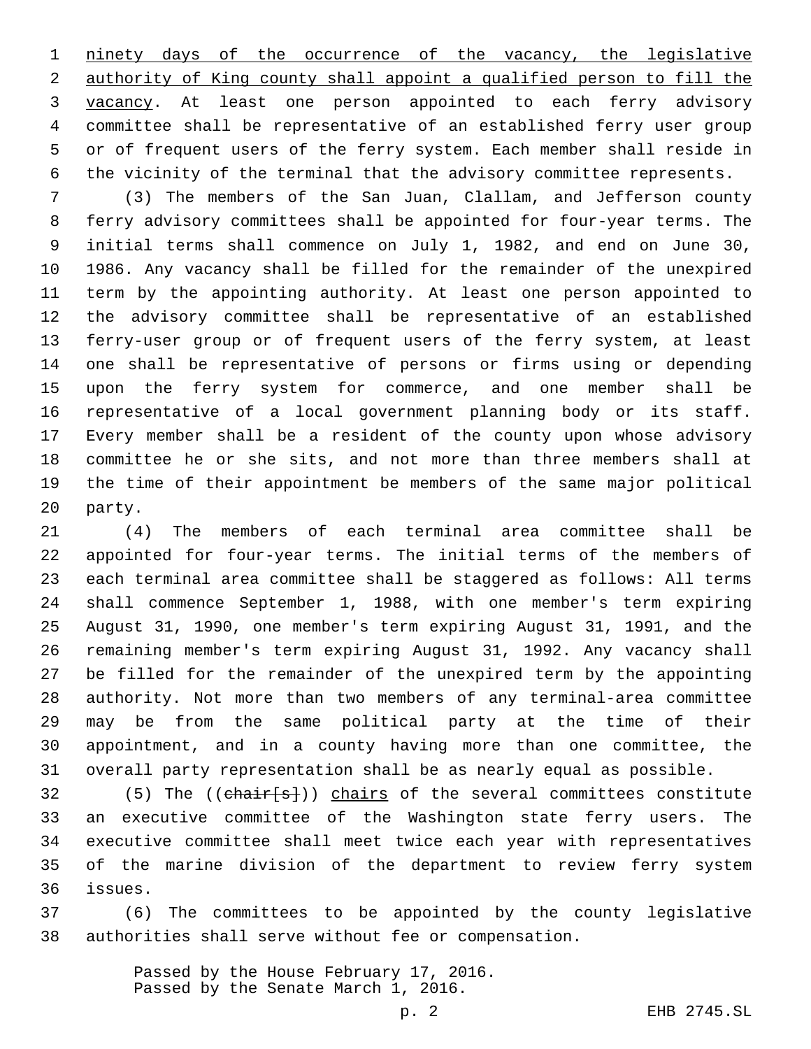ninety days of the occurrence of the vacancy, the legislative authority of King county shall appoint a qualified person to fill the vacancy. At least one person appointed to each ferry advisory committee shall be representative of an established ferry user group or of frequent users of the ferry system. Each member shall reside in the vicinity of the terminal that the advisory committee represents.

(3) The members of the San Juan, Clallam, and Jefferson county ferry advisory committees shall be appointed for four-year terms. The initial terms shall commence on July 1, 1982, and end on June 30, 1986. Any vacancy shall be filled for the remainder of the unexpired term by the appointing authority. At least one person appointed to the advisory committee shall be representative of an established ferry-user group or of frequent users of the ferry system, at least one shall be representative of persons or firms using or depending upon the ferry system for commerce, and one member shall be representative of a local government planning body or its staff. Every member shall be a resident of the county upon whose advisory committee he or she sits, and not more than three members shall at the time of their appointment be members of the same major political party.

(4) The members of each terminal area committee shall be appointed for four-year terms. The initial terms of the members of each terminal area committee shall be staggered as follows: All terms shall commence September 1, 1988, with one member's term expiring August 31, 1990, one member's term expiring August 31, 1991, and the remaining member's term expiring August 31, 1992. Any vacancy shall be filled for the remainder of the unexpired term by the appointing authority. Not more than two members of any terminal-area committee may be from the same political party at the time of their appointment, and in a county having more than one committee, the overall party representation shall be as nearly equal as possible.

(5) The ((~~chair[s]~~)) chairs of the several committees constitute an executive committee of the Washington state ferry users. The executive committee shall meet twice each year with representatives of the marine division of the department to review ferry system issues.

(6) The committees to be appointed by the county legislative authorities shall serve without fee or compensation.

Passed by the House February 17, 2016.
Passed by the Senate March 1, 2016.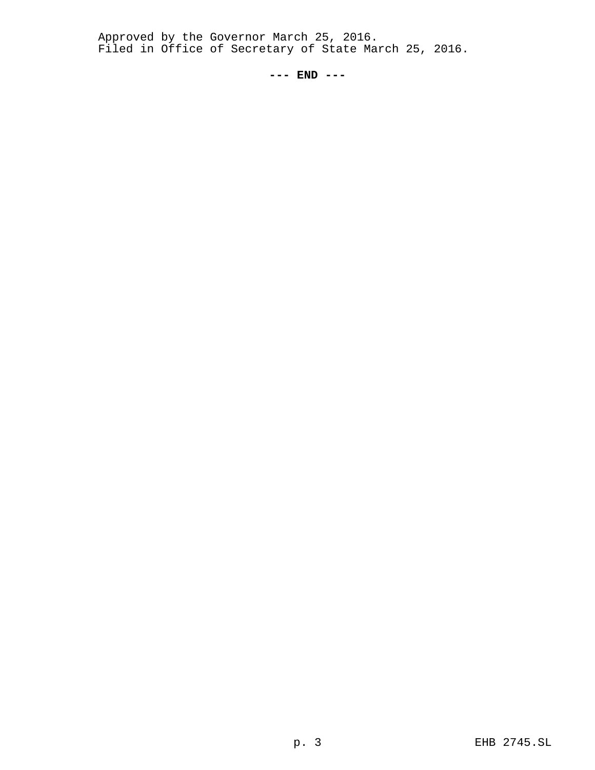Approved by the Governor March 25, 2016.
Filed in Office of Secretary of State March 25, 2016.

**--- END ---**